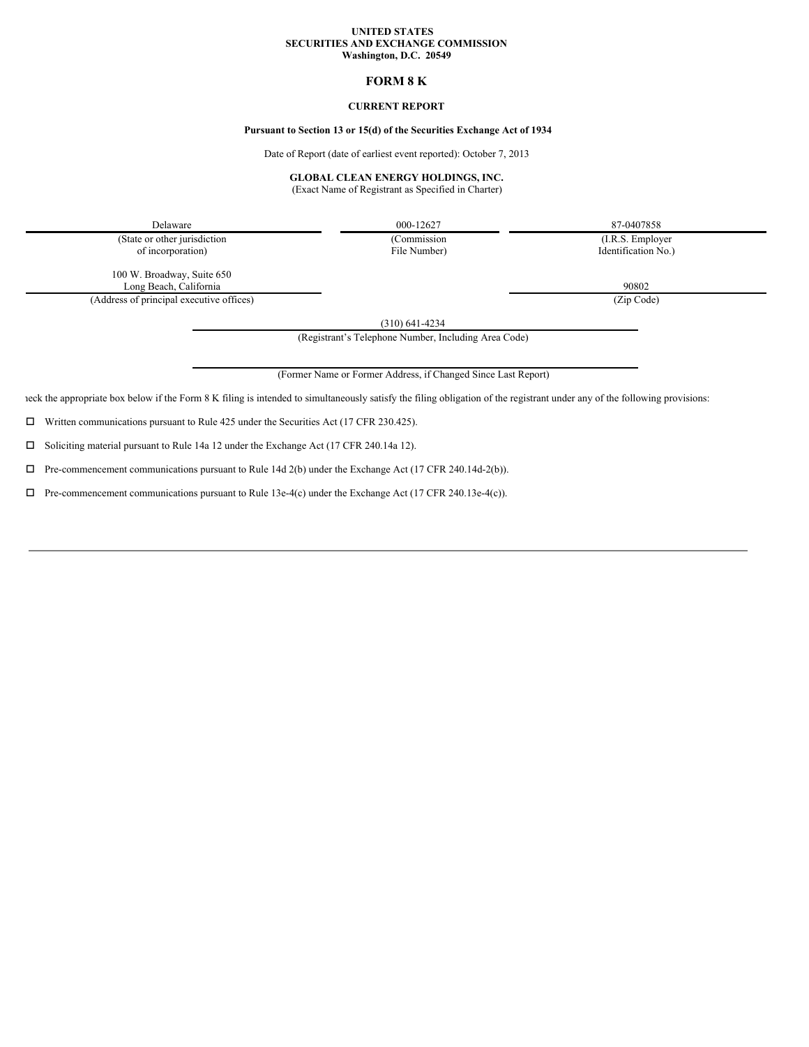**UNITED STATES**
**SECURITIES AND EXCHANGE COMMISSION**
**Washington, D.C. 20549**

# FORM 8 K

**CURRENT REPORT**

**Pursuant to Section 13 or 15(d) of the Securities Exchange Act of 1934**

Date of Report (date of earliest event reported): October 7, 2013

**GLOBAL CLEAN ENERGY HOLDINGS, INC.**
(Exact Name of Registrant as Specified in Charter)

| Delaware | 000-12627 | 87-0407858 |
|---|---|---|
| (State or other jurisdiction of incorporation) | (Commission File Number) | (I.R.S. Employer Identification No.) |

| 100 W. Broadway, Suite 650 Long Beach, California | 90802 |
|---|---|
| (Address of principal executive offices) | (Zip Code) |

(310) 641-4234
(Registrant's Telephone Number, Including Area Code)

(Former Name or Former Address, if Changed Since Last Report)

heck the appropriate box below if the Form 8 K filing is intended to simultaneously satisfy the filing obligation of the registrant under any of the following provisions:

☐ Written communications pursuant to Rule 425 under the Securities Act (17 CFR 230.425).

☐ Soliciting material pursuant to Rule 14a 12 under the Exchange Act (17 CFR 240.14a 12).

☐ Pre-commencement communications pursuant to Rule 14d 2(b) under the Exchange Act (17 CFR 240.14d-2(b)).

☐ Pre-commencement communications pursuant to Rule 13e-4(c) under the Exchange Act (17 CFR 240.13e-4(c)).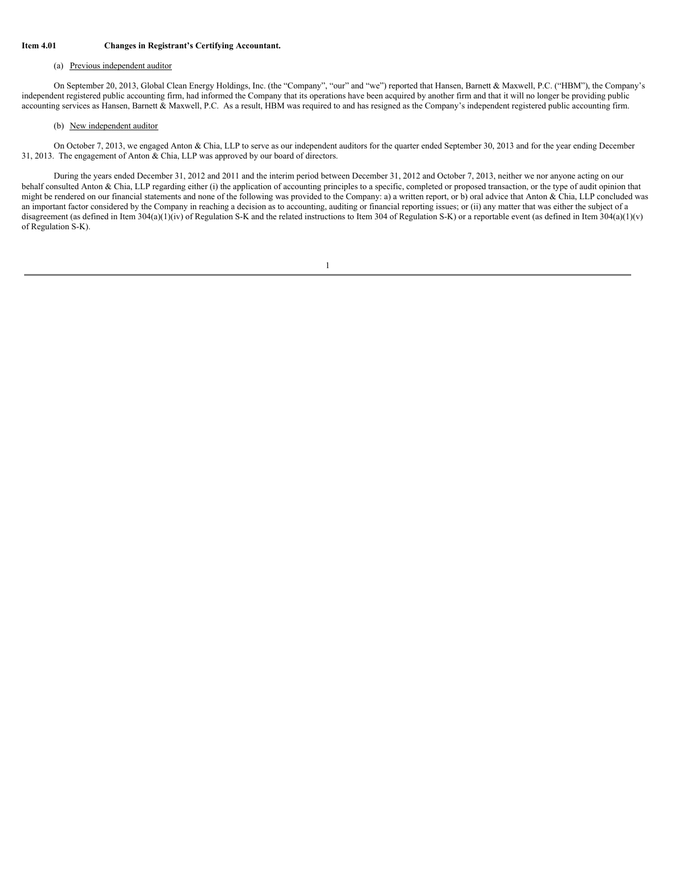**Item 4.01 Changes in Registrant's Certifying Accountant.**

(a) Previous independent auditor

On September 20, 2013, Global Clean Energy Holdings, Inc. (the "Company", "our" and "we") reported that Hansen, Barnett & Maxwell, P.C. ("HBM"), the Company's independent registered public accounting firm, had informed the Company that its operations have been acquired by another firm and that it will no longer be providing public accounting services as Hansen, Barnett & Maxwell, P.C. As a result, HBM was required to and has resigned as the Company's independent registered public accounting firm.

(b) New independent auditor

On October 7, 2013, we engaged Anton & Chia, LLP to serve as our independent auditors for the quarter ended September 30, 2013 and for the year ending December 31, 2013. The engagement of Anton & Chia, LLP was approved by our board of directors.

During the years ended December 31, 2012 and 2011 and the interim period between December 31, 2012 and October 7, 2013, neither we nor anyone acting on our behalf consulted Anton & Chia, LLP regarding either (i) the application of accounting principles to a specific, completed or proposed transaction, or the type of audit opinion that might be rendered on our financial statements and none of the following was provided to the Company: a) a written report, or b) oral advice that Anton & Chia, LLP concluded was an important factor considered by the Company in reaching a decision as to accounting, auditing or financial reporting issues; or (ii) any matter that was either the subject of a disagreement (as defined in Item 304(a)(1)(iv) of Regulation S-K and the related instructions to Item 304 of Regulation S-K) or a reportable event (as defined in Item 304(a)(1)(v) of Regulation S-K).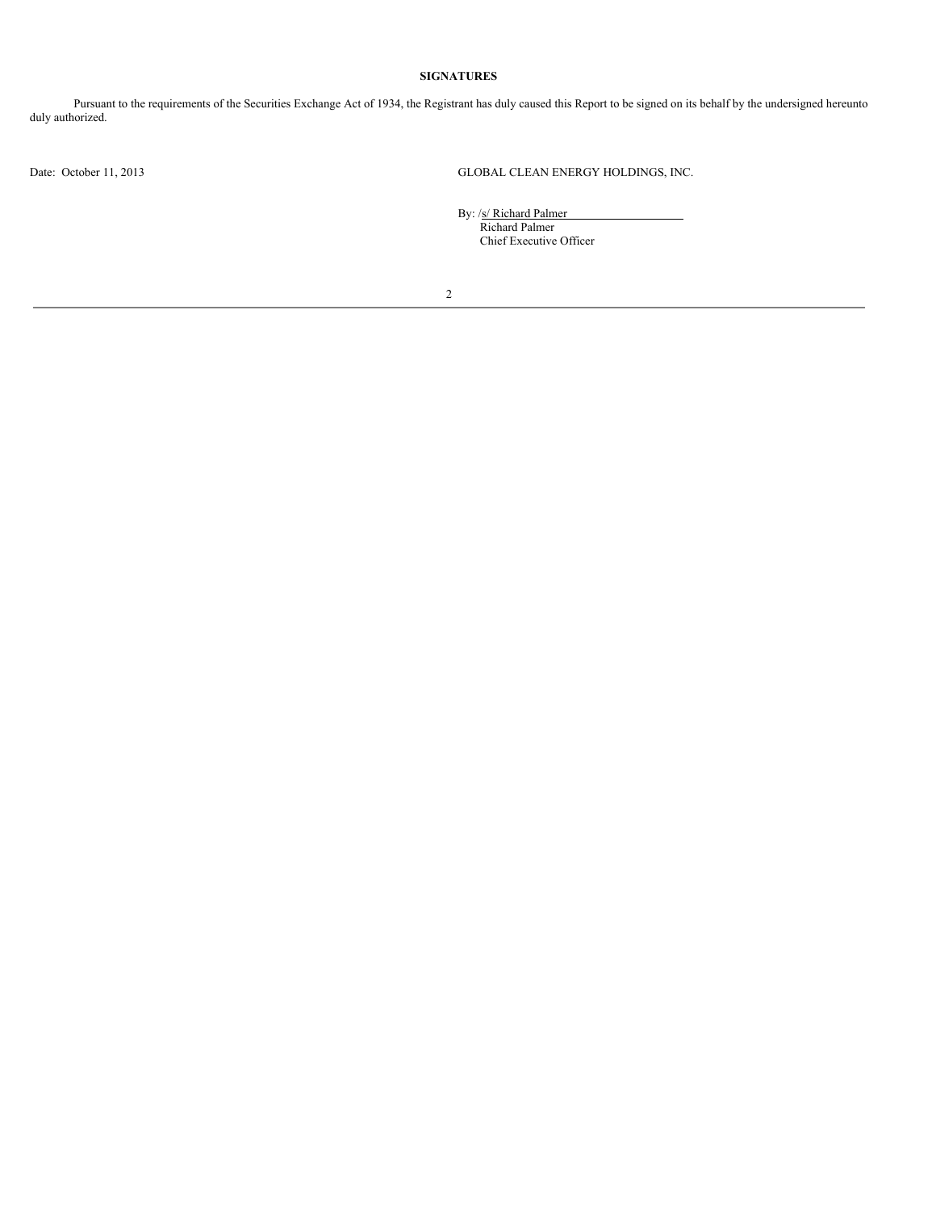**SIGNATURES**

Pursuant to the requirements of the Securities Exchange Act of 1934, the Registrant has duly caused this Report to be signed on its behalf by the undersigned hereunto duly authorized.

Date: October 11, 2013

GLOBAL CLEAN ENERGY HOLDINGS, INC.

By: /s/ Richard Palmer
Richard Palmer
Chief Executive Officer